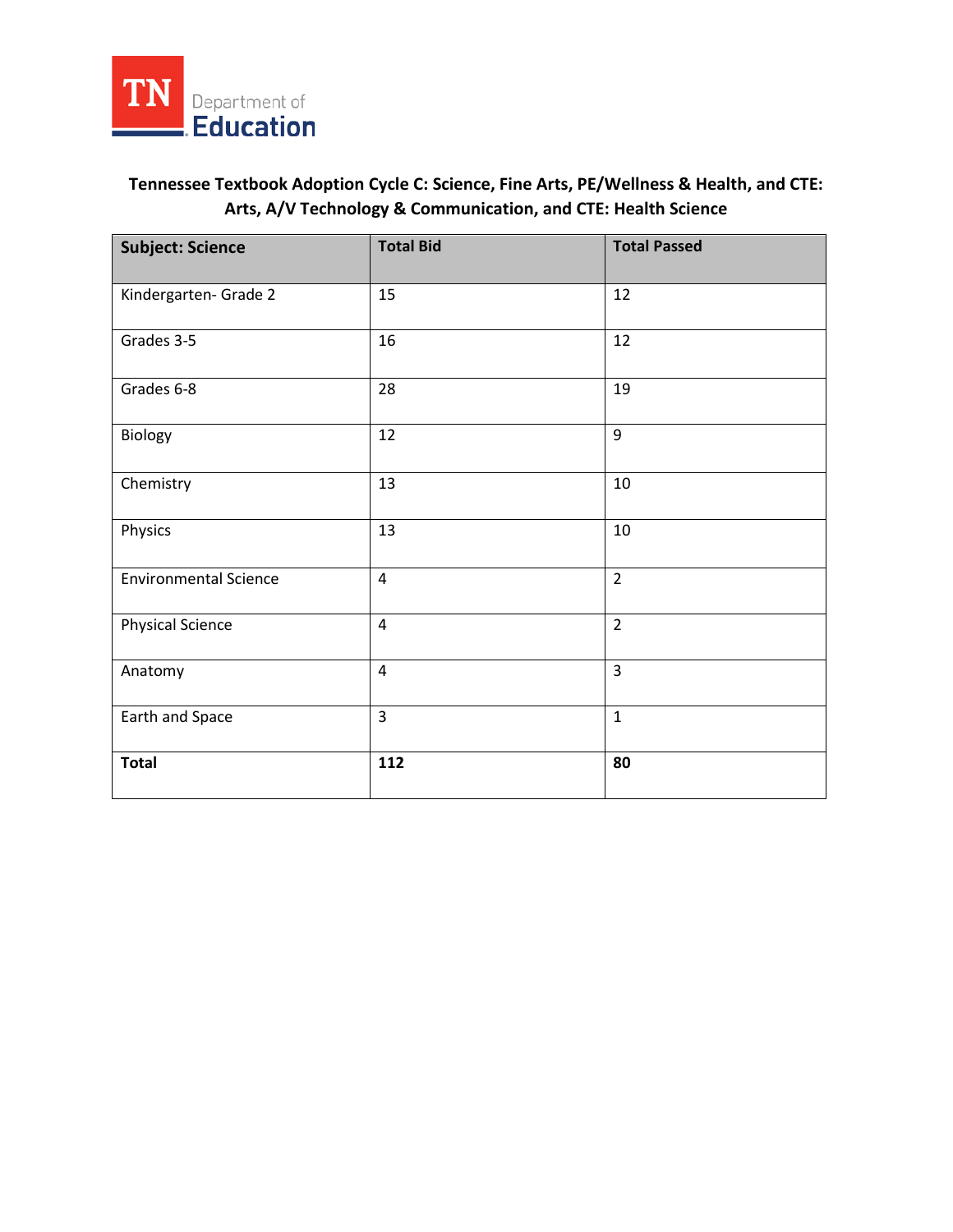TN Department of Education

## Tennessee Textbook Adoption Cycle C: Science, Fine Arts, PE/Wellness & Health, and CTE: Arts, A/V Technology & Communication, and CTE: Health Science

| Subject: Science | Total Bid | Total Passed |
|---|---|---|
| Kindergarten- Grade 2 | 15 | 12 |
| Grades 3-5 | 16 | 12 |
| Grades 6-8 | 28 | 19 |
| Biology | 12 | 9 |
| Chemistry | 13 | 10 |
| Physics | 13 | 10 |
| Environmental Science | 4 | 2 |
| Physical Science | 4 | 2 |
| Anatomy | 4 | 3 |
| Earth and Space | 3 | 1 |
| **Total** | **112** | **80** |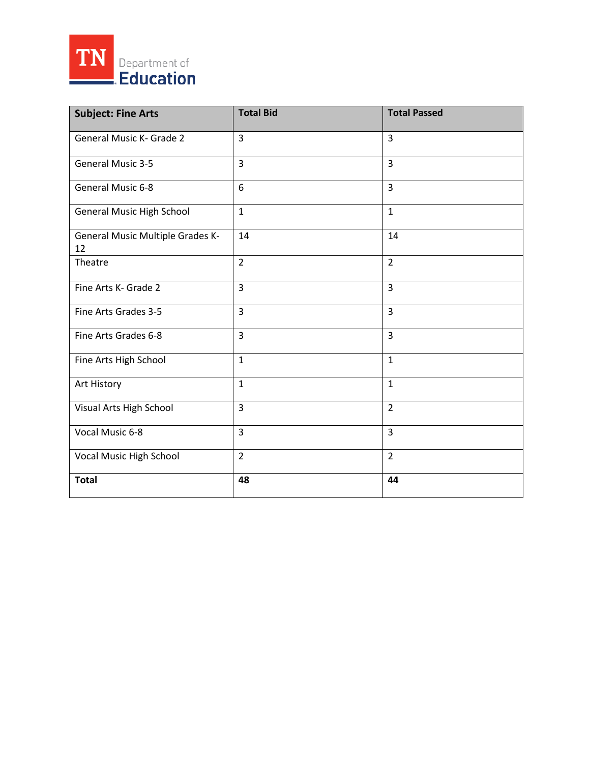| Subject: Fine Arts | Total Bid | Total Passed |
|---|---|---|
| General Music K- Grade 2 | 3 | 3 |
| General Music 3-5 | 3 | 3 |
| General Music 6-8 | 6 | 3 |
| General Music High School | 1 | 1 |
| General Music Multiple Grades K-12 | 14 | 14 |
| Theatre | 2 | 2 |
| Fine Arts K- Grade 2 | 3 | 3 |
| Fine Arts Grades 3-5 | 3 | 3 |
| Fine Arts Grades 6-8 | 3 | 3 |
| Fine Arts High School | 1 | 1 |
| Art History | 1 | 1 |
| Visual Arts High School | 3 | 2 |
| Vocal Music 6-8 | 3 | 3 |
| Vocal Music High School | 2 | 2 |
| **Total** | **48** | **44** |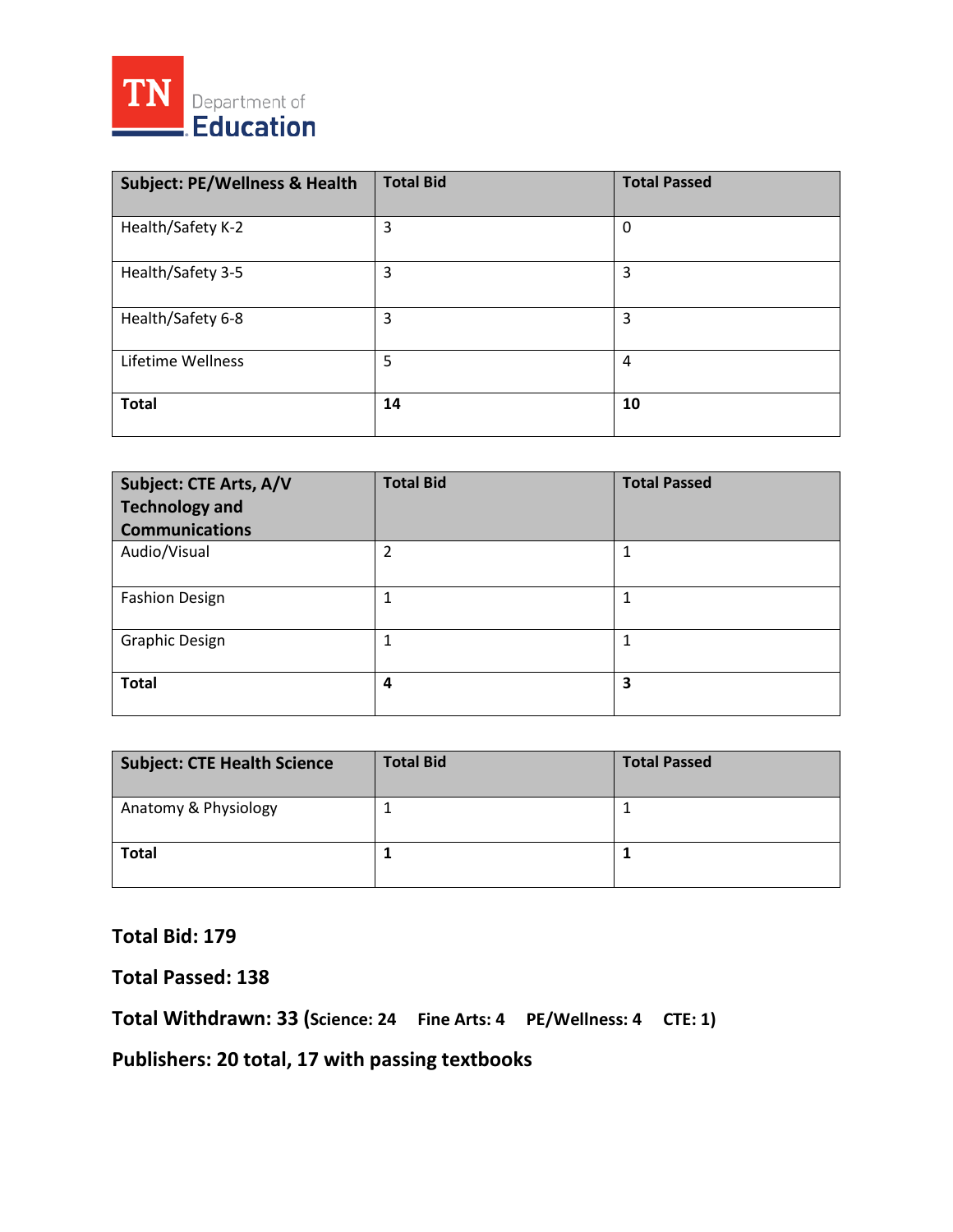| Subject: PE/Wellness & Health | Total Bid | Total Passed |
|---|---|---|
| Health/Safety K-2 | 3 | 0 |
| Health/Safety 3-5 | 3 | 3 |
| Health/Safety 6-8 | 3 | 3 |
| Lifetime Wellness | 5 | 4 |
| **Total** | **14** | **10** |

| Subject: CTE Arts, A/V Technology and Communications | Total Bid | Total Passed |
|---|---|---|
| Audio/Visual | 2 | 1 |
| Fashion Design | 1 | 1 |
| Graphic Design | 1 | 1 |
| **Total** | **4** | **3** |

| Subject: CTE Health Science | Total Bid | Total Passed |
|---|---|---|
| Anatomy & Physiology | 1 | 1 |
| **Total** | **1** | **1** |

**Total Bid: 179**

**Total Passed: 138**

**Total Withdrawn: 33 (Science: 24 Fine Arts: 4 PE/Wellness: 4 CTE: 1)**

**Publishers: 20 total, 17 with passing textbooks**